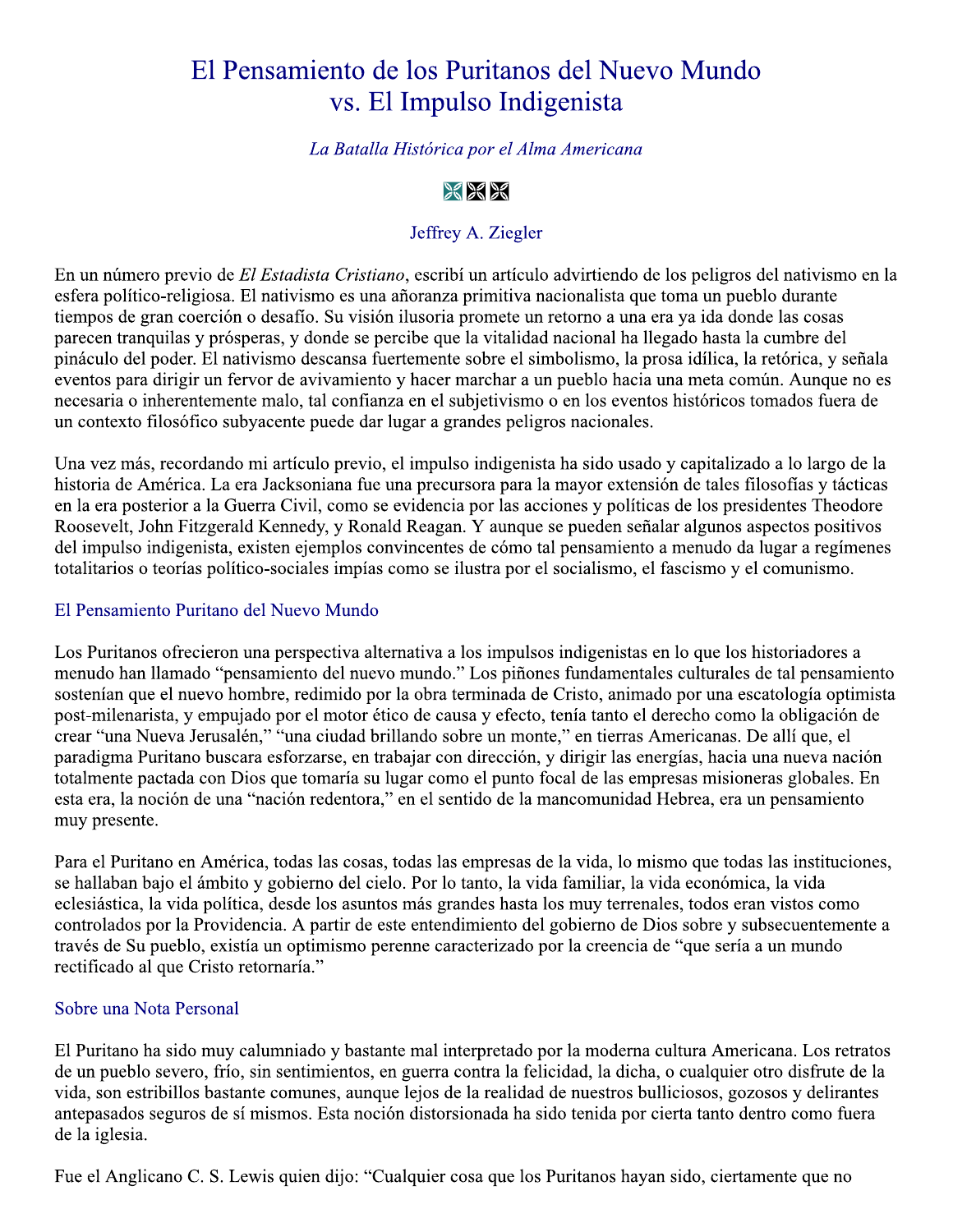# El Pensamiento de los Puritanos del Nuevo Mundo vs. El Impulso Indigenista

*La Batalla Histórica por el Alma Americana*

Jeffrey A. Ziegler

En un número previo de *El Estadista Cristiano*, escribí un artículo advirtiendo de los peligros del nativismo en la esfera político-religiosa. El nativismo es una añoranza primitiva nacionalista que toma un pueblo durante tiempos de gran coerción o desafío. Su visión ilusoria promete un retorno a una era ya ida donde las cosas parecen tranquilas y prósperas, y donde se percibe que la vitalidad nacional ha llegado hasta la cumbre del pináculo del poder. El nativismo descansa fuertemente sobre el simbolismo, la prosa idílica, la retórica, y señala eventos para dirigir un fervor de avivamiento y hacer marchar a un pueblo hacia una meta común. Aunque no es necesaria o inherentemente malo, tal confianza en el subjetivismo o en los eventos históricos tomados fuera de un contexto filosófico subyacente puede dar lugar a grandes peligros nacionales.

Una vez más, recordando mi artículo previo, el impulso indigenista ha sido usado y capitalizado a lo largo de la historia de América. La era Jacksoniana fue una precursora para la mayor extensión de tales filosofías y tácticas en la era posterior a la Guerra Civil, como se evidencia por las acciones y políticas de los presidentes Theodore Roosevelt, John Fitzgerald Kennedy, y Ronald Reagan. Y aunque se pueden señalar algunos aspectos positivos del impulso indigenista, existen ejemplos convincentes de cómo tal pensamiento a menudo da lugar a regímenes totalitarios o teorías político-sociales impías como se ilustra por el socialismo, el fascismo y el comunismo.

## El Pensamiento Puritano del Nuevo Mundo

Los Puritanos ofrecieron una perspectiva alternativa a los impulsos indigenistas en lo que los historiadores a menudo han llamado "pensamiento del nuevo mundo." Los piñones fundamentales culturales de tal pensamiento sostenían que el nuevo hombre, redimido por la obra terminada de Cristo, animado por una escatología optimista post-milenarista, y empujado por el motor ético de causa y efecto, tenía tanto el derecho como la obligación de crear "una Nueva Jerusalén," "una ciudad brillando sobre un monte," en tierras Americanas. De allí que, el paradigma Puritano buscara esforzarse, en trabajar con dirección, y dirigir las energías, hacia una nueva nación totalmente pactada con Dios que tomaría su lugar como el punto focal de las empresas misioneras globales. En esta era, la noción de una "nación redentora," en el sentido de la mancomunidad Hebrea, era un pensamiento muy presente.

Para el Puritano en América, todas las cosas, todas las empresas de la vida, lo mismo que todas las instituciones, se hallaban bajo el ámbito y gobierno del cielo. Por lo tanto, la vida familiar, la vida económica, la vida eclesiástica, la vida política, desde los asuntos más grandes hasta los muy terrenales, todos eran vistos como controlados por la Providencia. A partir de este entendimiento del gobierno de Dios sobre y subsecuentemente a través de Su pueblo, existía un optimismo perenne caracterizado por la creencia de "que sería a un mundo rectificado al que Cristo retornaría."

## Sobre una Nota Personal

El Puritano ha sido muy calumniado y bastante mal interpretado por la moderna cultura Americana. Los retratos de un pueblo severo, frío, sin sentimientos, en guerra contra la felicidad, la dicha, o cualquier otro disfrute de la vida, son estribillos bastante comunes, aunque lejos de la realidad de nuestros bulliciosos, gozosos y delirantes antepasados seguros de sí mismos. Esta noción distorsionada ha sido tenida por cierta tanto dentro como fuera de la iglesia.

Fue el Anglicano C. S. Lewis quien dijo: "Cualquier cosa que los Puritanos hayan sido, ciertamente que no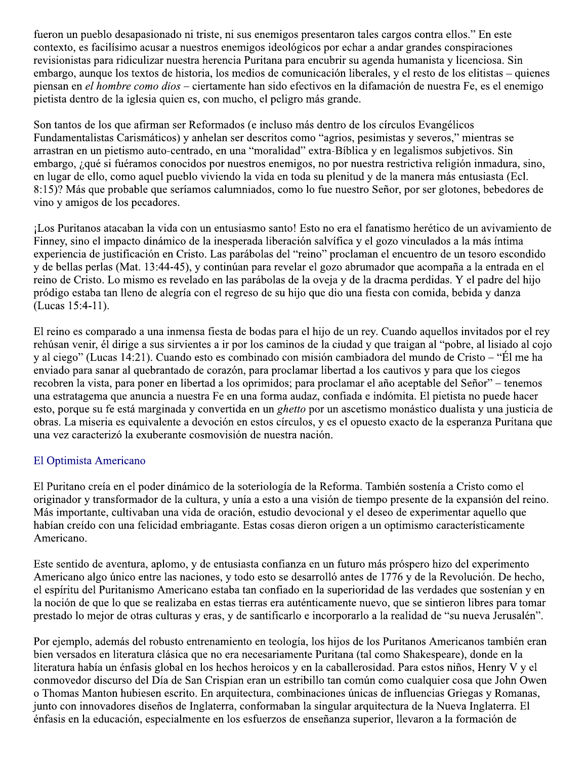fueron un pueblo desapasionado ni triste, ni sus enemigos presentaron tales cargos contra ellos." En este contexto, es facilísimo acusar a nuestros enemigos ideológicos por echar a andar grandes conspiraciones revisionistas para ridiculizar nuestra herencia Puritana para encubrir su agenda humanista y licenciosa. Sin embargo, aunque los textos de historia, los medios de comunicación liberales, y el resto de los elitistas – quienes piensan en *el hombre como dios* – ciertamente han sido efectivos en la difamación de nuestra Fe, es el enemigo pietista dentro de la iglesia quien es, con mucho, el peligro más grande.

Son tantos de los que afirman ser Reformados (e incluso más dentro de los círculos Evangélicos Fundamentalistas Carismáticos) y anhelan ser descritos como "agrios, pesimistas y severos," mientras se arrastran en un pietismo auto-centrado, en una "moralidad" extra-Bíblica y en legalismos subjetivos. Sin embargo, ¿qué si fuéramos conocidos por nuestros enemigos, no por nuestra restrictiva religión inmadura, sino, en lugar de ello, como aquel pueblo viviendo la vida en toda su plenitud y de la manera más entusiasta (Ecl. 8:15)? Más que probable que seríamos calumniados, como lo fue nuestro Señor, por ser glotones, bebedores de vino y amigos de los pecadores.

¡Los Puritanos atacaban la vida con un entusiasmo santo! Esto no era el fanatismo herético de un avivamiento de Finney, sino el impacto dinámico de la inesperada liberación salvífica y el gozo vinculados a la más íntima experiencia de justificación en Cristo. Las parábolas del "reino" proclaman el encuentro de un tesoro escondido y de bellas perlas (Mat. 13:44-45), y continúan para revelar el gozo abrumador que acompaña a la entrada en el reino de Cristo. Lo mismo es revelado en las parábolas de la oveja y de la dracma perdidas. Y el padre del hijo pródigo estaba tan lleno de alegría con el regreso de su hijo que dio una fiesta con comida, bebida y danza (Lucas 15:4-11).

El reino es comparado a una inmensa fiesta de bodas para el hijo de un rey. Cuando aquellos invitados por el rey rehúsan venir, él dirige a sus sirvientes a ir por los caminos de la ciudad y que traigan al "pobre, al lisiado al cojo y al ciego" (Lucas 14:21). Cuando esto es combinado con misión cambiadora del mundo de Cristo – "Él me ha enviado para sanar al quebrantado de corazón, para proclamar libertad a los cautivos y para que los ciegos recobren la vista, para poner en libertad a los oprimidos; para proclamar el año aceptable del Señor" – tenemos una estratagema que anuncia a nuestra Fe en una forma audaz, confiada e indómita. El pietista no puede hacer esto, porque su fe está marginada y convertida en un *ghetto* por un ascetismo monástico dualista y una justicia de obras. La miseria es equivalente a devoción en estos círculos, y es el opuesto exacto de la esperanza Puritana que una vez caracterizó la exuberante cosmovisión de nuestra nación.

## El Optimista Americano

El Puritano creía en el poder dinámico de la soteriología de la Reforma. También sostenía a Cristo como el originador y transformador de la cultura, y unía a esto a una visión de tiempo presente de la expansión del reino. Más importante, cultivaban una vida de oración, estudio devocional y el deseo de experimentar aquello que habían creído con una felicidad embriagante. Estas cosas dieron origen a un optimismo característicamente Americano.

Este sentido de aventura, aplomo, y de entusiasta confianza en un futuro más próspero hizo del experimento Americano algo único entre las naciones, y todo esto se desarrolló antes de 1776 y de la Revolución. De hecho, el espíritu del Puritanismo Americano estaba tan confiado en la superioridad de las verdades que sostenían y en la noción de que lo que se realizaba en estas tierras era auténticamente nuevo, que se sintieron libres para tomar prestado lo mejor de otras culturas y eras, y de santificarlo e incorporarlo a la realidad de "su nueva Jerusalén".

Por ejemplo, además del robusto entrenamiento en teología, los hijos de los Puritanos Americanos también eran bien versados en literatura clásica que no era necesariamente Puritana (tal como Shakespeare), donde en la literatura había un énfasis global en los hechos heroicos y en la caballerosidad. Para estos niños, Henry V y el conmovedor discurso del Día de San Crispian eran un estribillo tan común como cualquier cosa que John Owen o Thomas Manton hubiesen escrito. En arquitectura, combinaciones únicas de influencias Griegas y Romanas, junto con innovadores diseños de Inglaterra, conformaban la singular arquitectura de la Nueva Inglaterra. El énfasis en la educación, especialmente en los esfuerzos de enseñanza superior, llevaron a la formación de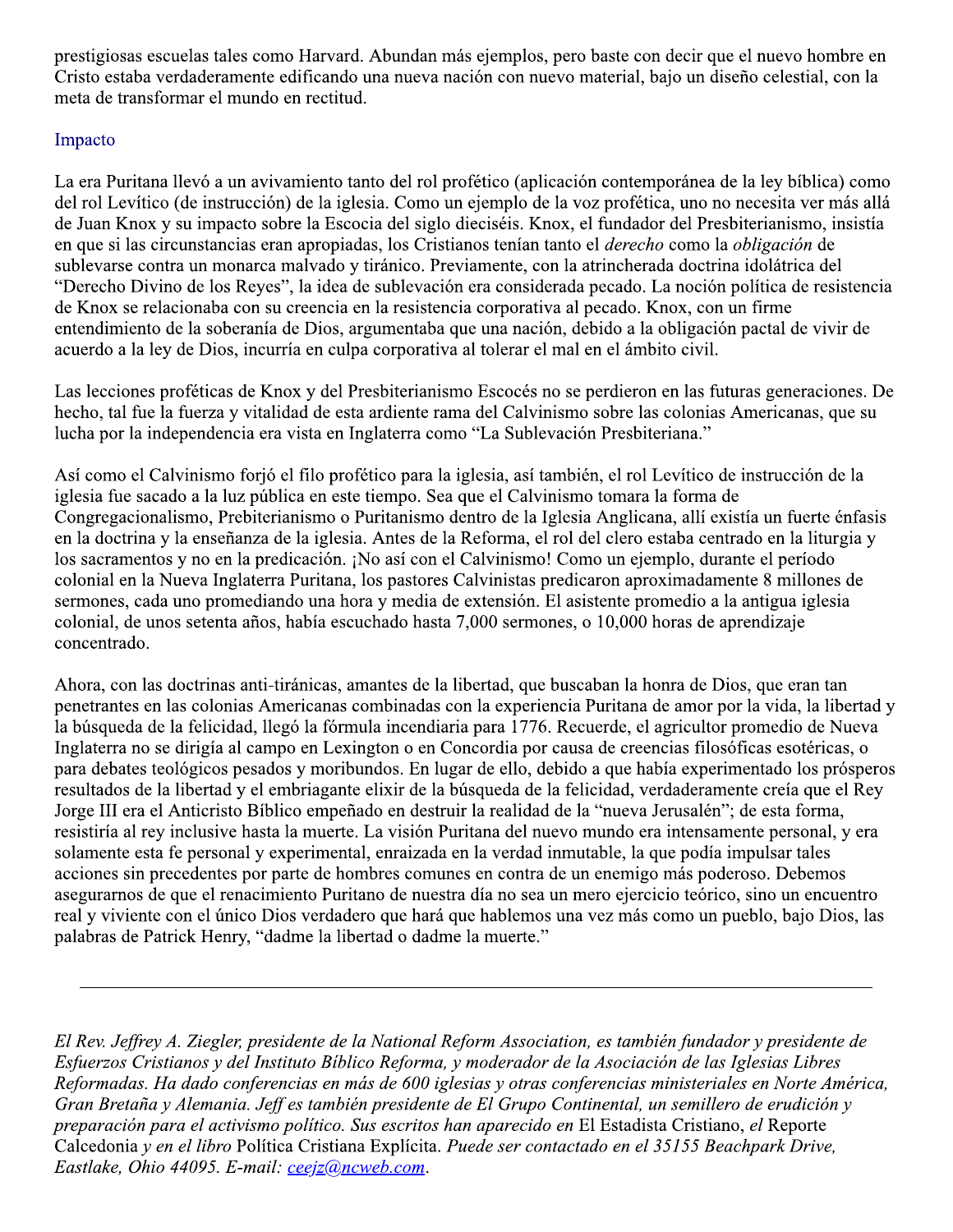prestigiosas escuelas tales como Harvard. Abundan más ejemplos, pero baste con decir que el nuevo hombre en Cristo estaba verdaderamente edificando una nueva nación con nuevo material, bajo un diseño celestial, con la meta de transformar el mundo en rectitud.

## Impacto

La era Puritana llevó a un avivamiento tanto del rol profético (aplicación contemporánea de la ley bíblica) como del rol Levítico (de instrucción) de la iglesia. Como un ejemplo de la voz profética, uno no necesita ver más allá de Juan Knox y su impacto sobre la Escocia del siglo dieciséis. Knox, el fundador del Presbiterianismo, insistía en que si las circunstancias eran apropiadas, los Cristianos tenían tanto el *derecho* como la *obligación* de sublevarse contra un monarca malvado y tiránico. Previamente, con la atrincherada doctrina idolátrica del "Derecho Divino de los Reyes", la idea de sublevación era considerada pecado. La noción política de resistencia de Knox se relacionaba con su creencia en la resistencia corporativa al pecado. Knox, con un firme entendimiento de la soberanía de Dios, argumentaba que una nación, debido a la obligación pactal de vivir de acuerdo a la ley de Dios, incurría en culpa corporativa al tolerar el mal en el ámbito civil.

Las lecciones proféticas de Knox y del Presbiterianismo Escocés no se perdieron en las futuras generaciones. De hecho, tal fue la fuerza y vitalidad de esta ardiente rama del Calvinismo sobre las colonias Americanas, que su lucha por la independencia era vista en Inglaterra como "La Sublevación Presbiteriana."

Así como el Calvinismo forjó el filo profético para la iglesia, así también, el rol Levítico de instrucción de la iglesia fue sacado a la luz pública en este tiempo. Sea que el Calvinismo tomara la forma de Congregacionalismo, Prebiterianismo o Puritanismo dentro de la Iglesia Anglicana, allí existía un fuerte énfasis en la doctrina y la enseñanza de la iglesia. Antes de la Reforma, el rol del clero estaba centrado en la liturgia y los sacramentos y no en la predicación. ¡No así con el Calvinismo! Como un ejemplo, durante el período colonial en la Nueva Inglaterra Puritana, los pastores Calvinistas predicaron aproximadamente 8 millones de sermones, cada uno promediando una hora y media de extensión. El asistente promedio a la antigua iglesia colonial, de unos setenta años, había escuchado hasta 7,000 sermones, o 10,000 horas de aprendizaje concentrado.

Ahora, con las doctrinas anti-tiránicas, amantes de la libertad, que buscaban la honra de Dios, que eran tan penetrantes en las colonias Americanas combinadas con la experiencia Puritana de amor por la vida, la libertad y la búsqueda de la felicidad, llegó la fórmula incendiaria para 1776. Recuerde, el agricultor promedio de Nueva Inglaterra no se dirigía al campo en Lexington o en Concordia por causa de creencias filosóficas esotéricas, o para debates teológicos pesados y moribundos. En lugar de ello, debido a que había experimentado los prósperos resultados de la libertad y el embriagante elixir de la búsqueda de la felicidad, verdaderamente creía que el Rey Jorge III era el Anticristo Bíblico empeñado en destruir la realidad de la "nueva Jerusalén"; de esta forma, resistiría al rey inclusive hasta la muerte. La visión Puritana del nuevo mundo era intensamente personal, y era solamente esta fe personal y experimental, enraizada en la verdad inmutable, la que podía impulsar tales acciones sin precedentes por parte de hombres comunes en contra de un enemigo más poderoso. Debemos asegurarnos de que el renacimiento Puritano de nuestra día no sea un mero ejercicio teórico, sino un encuentro real y viviente con el único Dios verdadero que hará que hablemos una vez más como un pueblo, bajo Dios, las palabras de Patrick Henry, "dadme la libertad o dadme la muerte."

---

*El Rev. Jeffrey A. Ziegler, presidente de la National Reform Association, es también fundador y presidente de Esfuerzos Cristianos y del Instituto Bíblico Reforma, y moderador de la Asociación de las Iglesias Libres Reformadas. Ha dado conferencias en más de 600 iglesias y otras conferencias ministeriales en Norte América, Gran Bretaña y Alemania. Jeff es también presidente de El Grupo Continental, un semillero de erudición y preparación para el activismo político. Sus escritos han aparecido en* El Estadista Cristiano, *el* Reporte Calcedonia *y en el libro* Política Cristiana Explícita. *Puede ser contactado en el 35155 Beachpark Drive, Eastlake, Ohio 44095. E-mail: ceejz@ncweb.com.*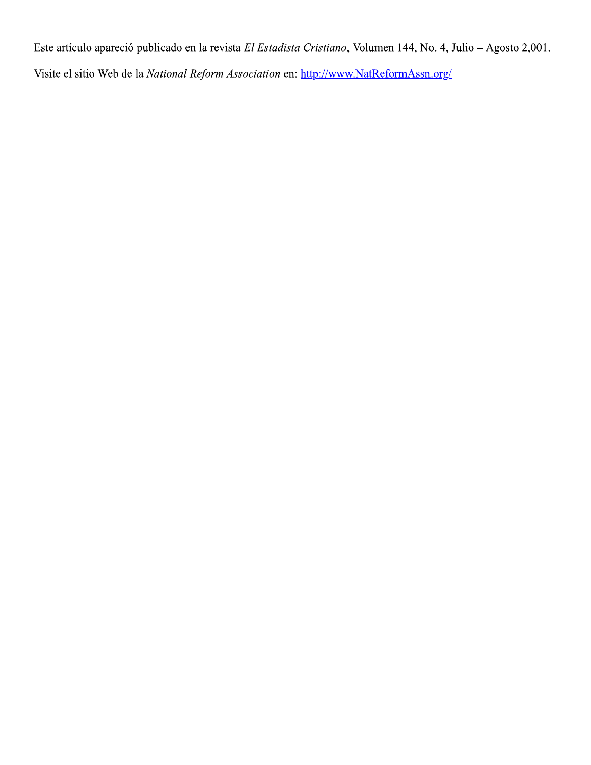Este artículo apareció publicado en la revista *El Estadista Cristiano*, Volumen 144, No. 4, Julio – Agosto 2,001.

Visite el sitio Web de la *National Reform Association* en: [http://www.NatReformAssn.org/](http://www.NatReformAssn.org/)